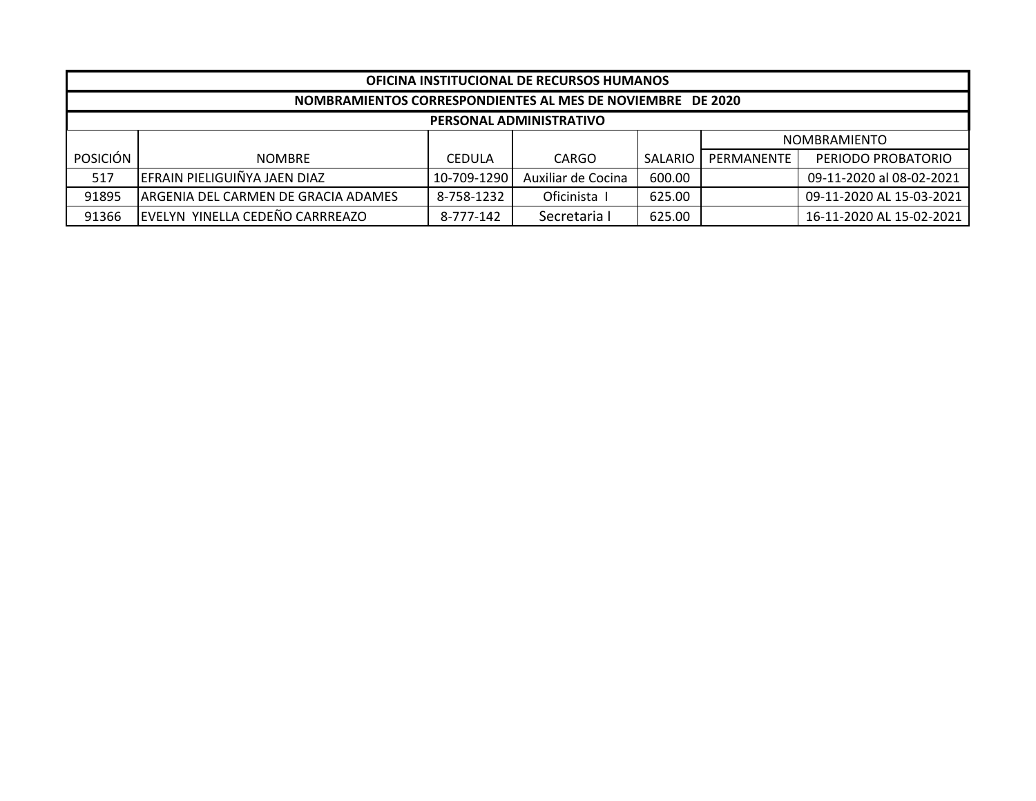| OFICINA INSTITUCIONAL DE RECURSOS HUMANOS | | | | | | |
|---|---|---|---|---|---|---|
| NOMBRAMIENTOS CORRESPONDIENTES AL MES DE NOVIEMBRE DE 2020 | | | | | | |
| PERSONAL ADMINISTRATIVO | | | | | | |
| | | | | | NOMBRAMIENTO | |
| POSICIÓN | NOMBRE | CEDULA | CARGO | SALARIO | PERMANENTE | PERIODO PROBATORIO |
| 517 | EFRAIN PIELIGUIÑYA JAEN DIAZ | 10-709-1290 | Auxiliar de Cocina | 600.00 | | 09-11-2020 al 08-02-2021 |
| 91895 | ARGENIA DEL CARMEN DE GRACIA ADAMES | 8-758-1232 | Oficinista I | 625.00 | | 09-11-2020 AL 15-03-2021 |
| 91366 | EVELYN YINELLA CEDEÑO CARRREAZO | 8-777-142 | Secretaria I | 625.00 | | 16-11-2020 AL 15-02-2021 |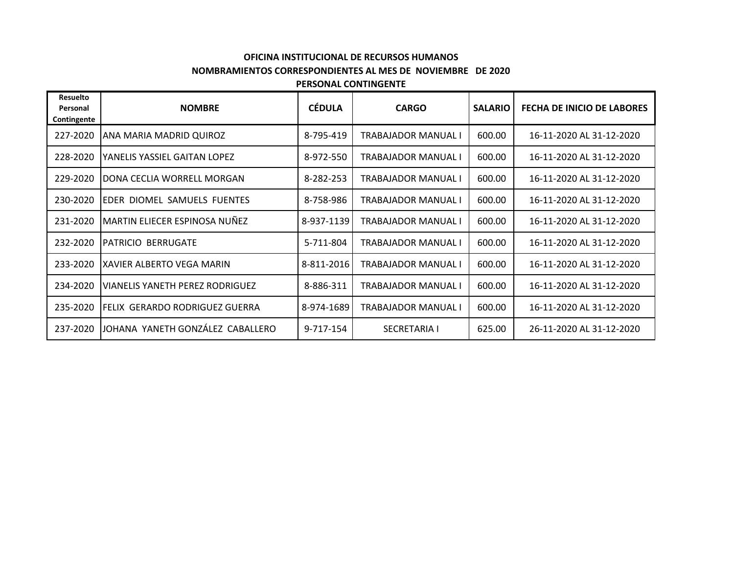**OFICINA INSTITUCIONAL DE RECURSOS HUMANOS**

**NOMBRAMIENTOS CORRESPONDIENTES AL MES DE NOVIEMBRE DE 2020**

**PERSONAL CONTINGENTE**

| Resuelto Personal Contingente | NOMBRE | CÉDULA | CARGO | SALARIO | FECHA DE INICIO DE LABORES |
|---|---|---|---|---|---|
| 227-2020 | ANA MARIA MADRID QUIROZ | 8-795-419 | TRABAJADOR MANUAL I | 600.00 | 16-11-2020 AL 31-12-2020 |
| 228-2020 | YANELIS YASSIEL GAITAN LOPEZ | 8-972-550 | TRABAJADOR MANUAL I | 600.00 | 16-11-2020 AL 31-12-2020 |
| 229-2020 | DONA CECLIA WORRELL MORGAN | 8-282-253 | TRABAJADOR MANUAL I | 600.00 | 16-11-2020 AL 31-12-2020 |
| 230-2020 | EDER DIOMEL SAMUELS FUENTES | 8-758-986 | TRABAJADOR MANUAL I | 600.00 | 16-11-2020 AL 31-12-2020 |
| 231-2020 | MARTIN ELIECER ESPINOSA NUÑEZ | 8-937-1139 | TRABAJADOR MANUAL I | 600.00 | 16-11-2020 AL 31-12-2020 |
| 232-2020 | PATRICIO BERRUGATE | 5-711-804 | TRABAJADOR MANUAL I | 600.00 | 16-11-2020 AL 31-12-2020 |
| 233-2020 | XAVIER ALBERTO VEGA MARIN | 8-811-2016 | TRABAJADOR MANUAL I | 600.00 | 16-11-2020 AL 31-12-2020 |
| 234-2020 | VIANELIS YANETH PEREZ RODRIGUEZ | 8-886-311 | TRABAJADOR MANUAL I | 600.00 | 16-11-2020 AL 31-12-2020 |
| 235-2020 | FELIX GERARDO RODRIGUEZ GUERRA | 8-974-1689 | TRABAJADOR MANUAL I | 600.00 | 16-11-2020 AL 31-12-2020 |
| 237-2020 | JOHANA YANETH GONZÁLEZ CABALLERO | 9-717-154 | SECRETARIA I | 625.00 | 26-11-2020 AL 31-12-2020 |